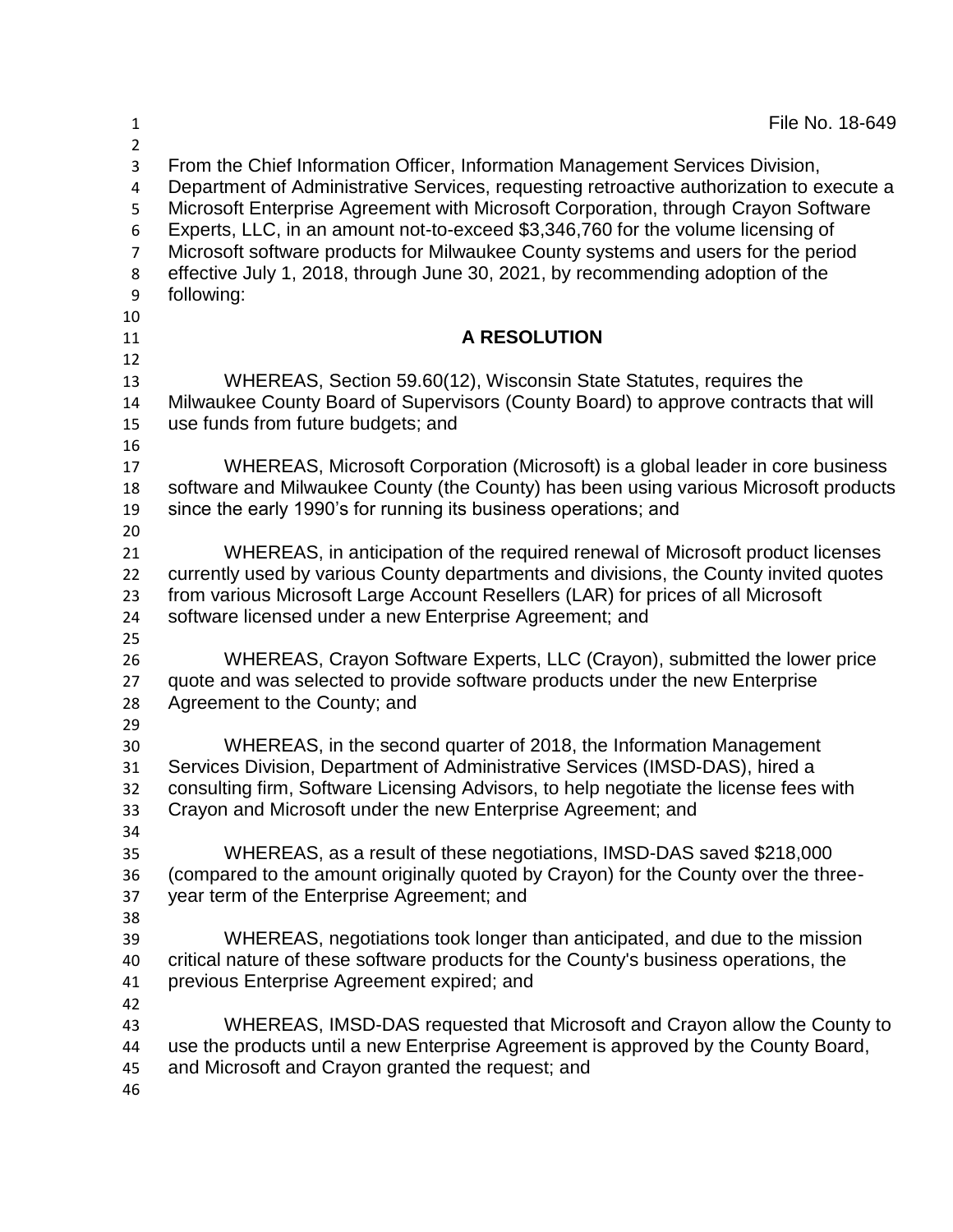File No. 18-649

From the Chief Information Officer, Information Management Services Division, Department of Administrative Services, requesting retroactive authorization to execute a Microsoft Enterprise Agreement with Microsoft Corporation, through Crayon Software Experts, LLC, in an amount not-to-exceed $3,346,760 for the volume licensing of Microsoft software products for Milwaukee County systems and users for the period effective July 1, 2018, through June 30, 2021, by recommending adoption of the following:

## A RESOLUTION

WHEREAS, Section 59.60(12), Wisconsin State Statutes, requires the Milwaukee County Board of Supervisors (County Board) to approve contracts that will use funds from future budgets; and

WHEREAS, Microsoft Corporation (Microsoft) is a global leader in core business software and Milwaukee County (the County) has been using various Microsoft products since the early 1990's for running its business operations; and

WHEREAS, in anticipation of the required renewal of Microsoft product licenses currently used by various County departments and divisions, the County invited quotes from various Microsoft Large Account Resellers (LAR) for prices of all Microsoft software licensed under a new Enterprise Agreement; and

WHEREAS, Crayon Software Experts, LLC (Crayon), submitted the lower price quote and was selected to provide software products under the new Enterprise Agreement to the County; and

WHEREAS, in the second quarter of 2018, the Information Management Services Division, Department of Administrative Services (IMSD-DAS), hired a consulting firm, Software Licensing Advisors, to help negotiate the license fees with Crayon and Microsoft under the new Enterprise Agreement; and

WHEREAS, as a result of these negotiations, IMSD-DAS saved $218,000 (compared to the amount originally quoted by Crayon) for the County over the three-year term of the Enterprise Agreement; and

WHEREAS, negotiations took longer than anticipated, and due to the mission critical nature of these software products for the County's business operations, the previous Enterprise Agreement expired; and

WHEREAS, IMSD-DAS requested that Microsoft and Crayon allow the County to use the products until a new Enterprise Agreement is approved by the County Board, and Microsoft and Crayon granted the request; and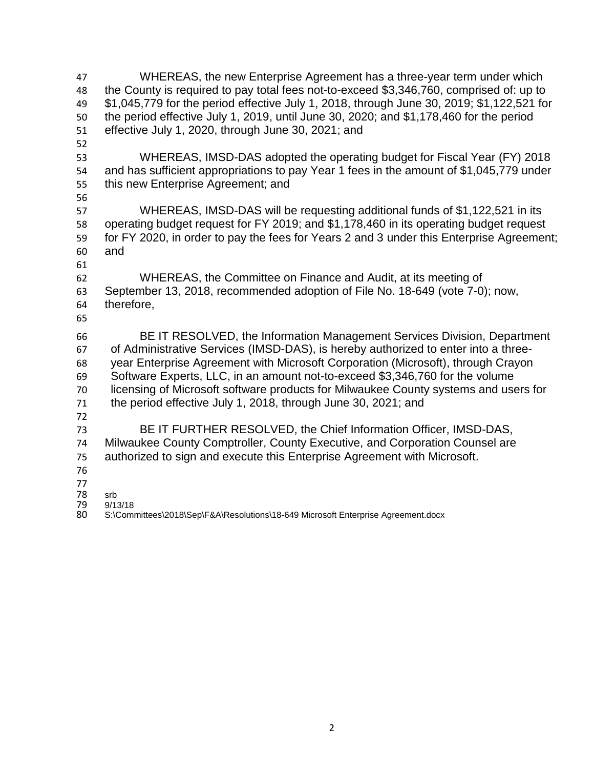WHEREAS, the new Enterprise Agreement has a three-year term under which the County is required to pay total fees not-to-exceed $3,346,760, comprised of: up to $1,045,779 for the period effective July 1, 2018, through June 30, 2019; $1,122,521 for the period effective July 1, 2019, until June 30, 2020; and $1,178,460 for the period effective July 1, 2020, through June 30, 2021; and

WHEREAS, IMSD-DAS adopted the operating budget for Fiscal Year (FY) 2018 and has sufficient appropriations to pay Year 1 fees in the amount of $1,045,779 under this new Enterprise Agreement; and

WHEREAS, IMSD-DAS will be requesting additional funds of $1,122,521 in its operating budget request for FY 2019; and $1,178,460 in its operating budget request for FY 2020, in order to pay the fees for Years 2 and 3 under this Enterprise Agreement; and

WHEREAS, the Committee on Finance and Audit, at its meeting of September 13, 2018, recommended adoption of File No. 18-649 (vote 7-0); now, therefore,

BE IT RESOLVED, the Information Management Services Division, Department of Administrative Services (IMSD-DAS), is hereby authorized to enter into a three-year Enterprise Agreement with Microsoft Corporation (Microsoft), through Crayon Software Experts, LLC, in an amount not-to-exceed $3,346,760 for the volume licensing of Microsoft software products for Milwaukee County systems and users for the period effective July 1, 2018, through June 30, 2021; and

BE IT FURTHER RESOLVED, the Chief Information Officer, IMSD-DAS, Milwaukee County Comptroller, County Executive, and Corporation Counsel are authorized to sign and execute this Enterprise Agreement with Microsoft.

srb
9/13/18
S:\Committees\2018\Sep\F&A\Resolutions\18-649 Microsoft Enterprise Agreement.docx